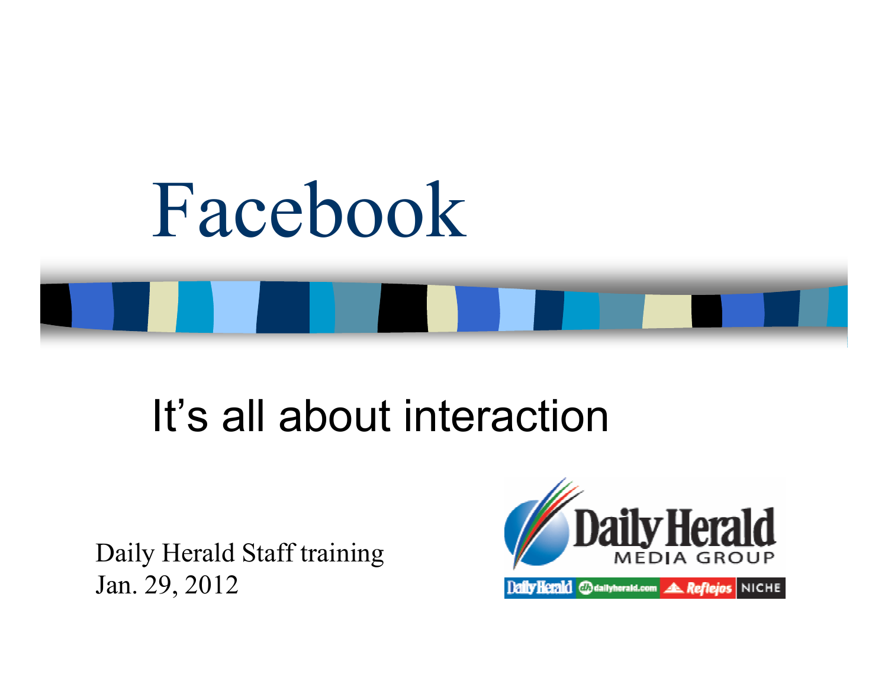# Facebook

## It's all about interaction

Daily Herald Staff training
Jan. 29, 2012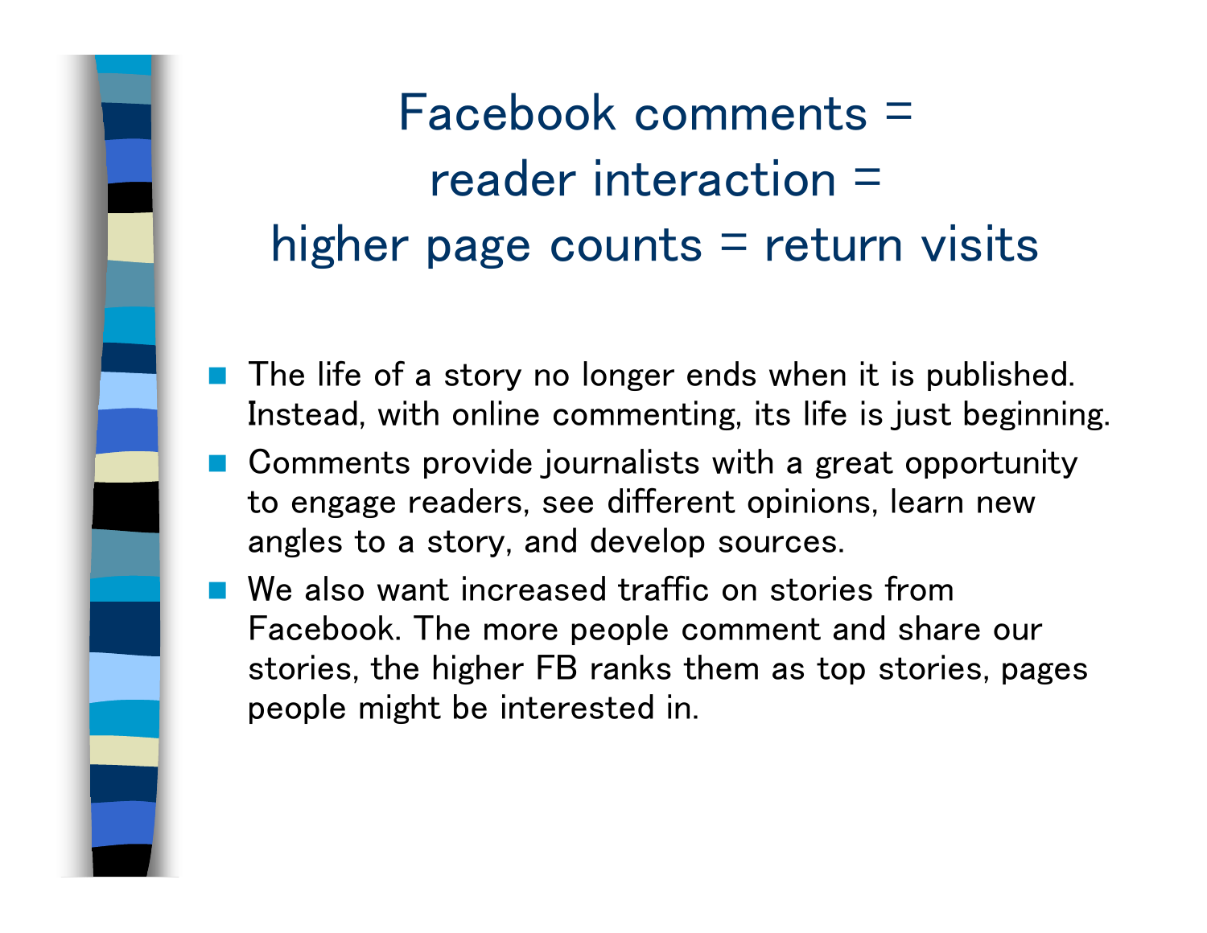# Facebook comments = reader interaction = higher page counts = return visits

- The life of a story no longer ends when it is published. Instead, with online commenting, its life is just beginning.
- Comments provide journalists with a great opportunity to engage readers, see different opinions, learn new angles to a story, and develop sources.
- We also want increased traffic on stories from Facebook. The more people comment and share our stories, the higher FB ranks them as top stories, pages people might be interested in.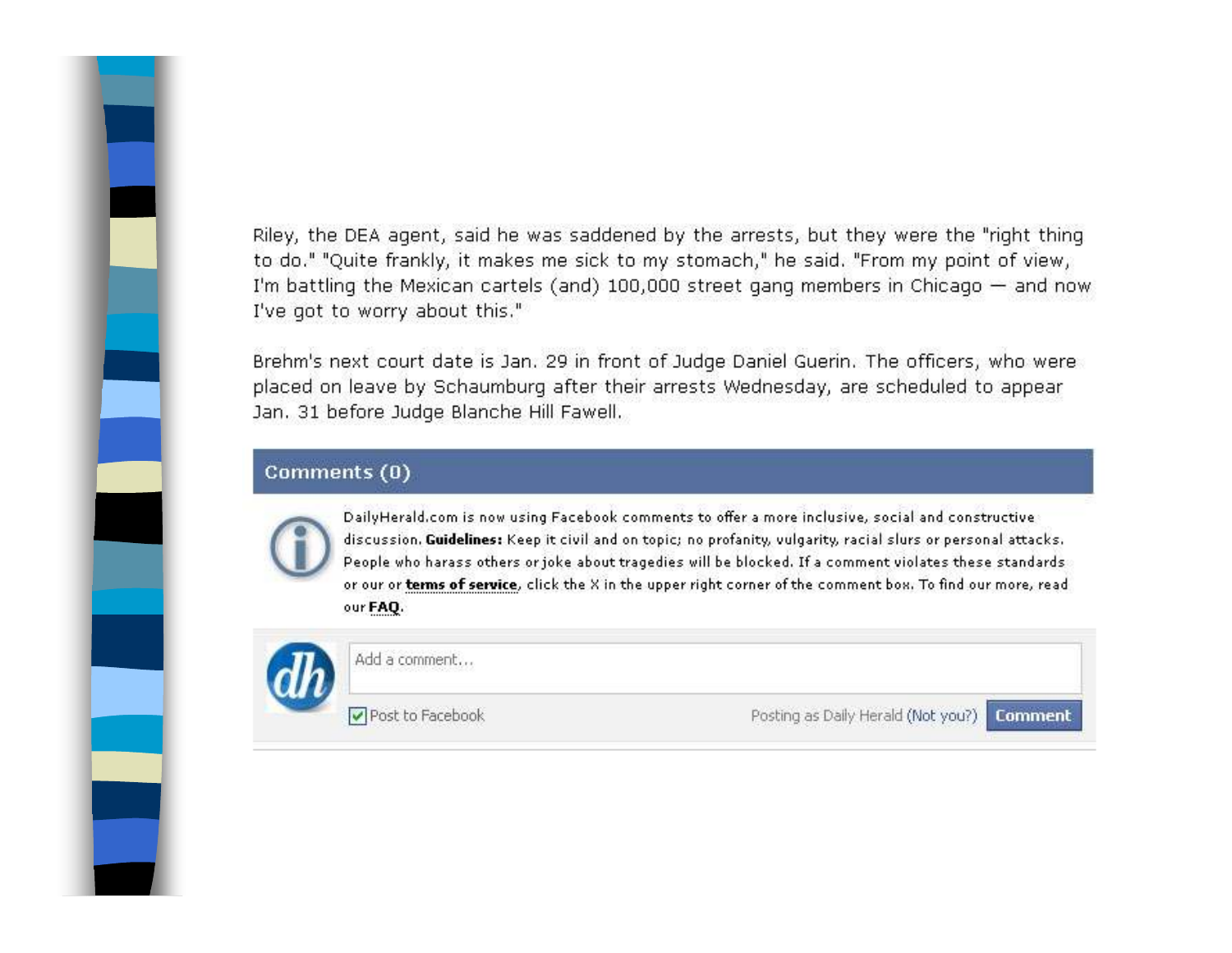Riley, the DEA agent, said he was saddened by the arrests, but they were the "right thing to do." "Quite frankly, it makes me sick to my stomach," he said. "From my point of view, I'm battling the Mexican cartels (and) 100,000 street gang members in Chicago — and now I've got to worry about this."

Brehm's next court date is Jan. 29 in front of Judge Daniel Guerin. The officers, who were placed on leave by Schaumburg after their arrests Wednesday, are scheduled to appear Jan. 31 before Judge Blanche Hill Fawell.

## Comments (0)

DailyHerald.com is now using Facebook comments to offer a more inclusive, social and constructive discussion. **Guidelines:** Keep it civil and on topic; no profanity, vulgarity, racial slurs or personal attacks. People who harass others or joke about tragedies will be blocked. If a comment violates these standards or our or **terms of service**, click the X in the upper right corner of the comment box. To find our more, read our **FAQ**.

Add a comment...

Post to Facebook

Posting as Daily Herald (Not you?) Comment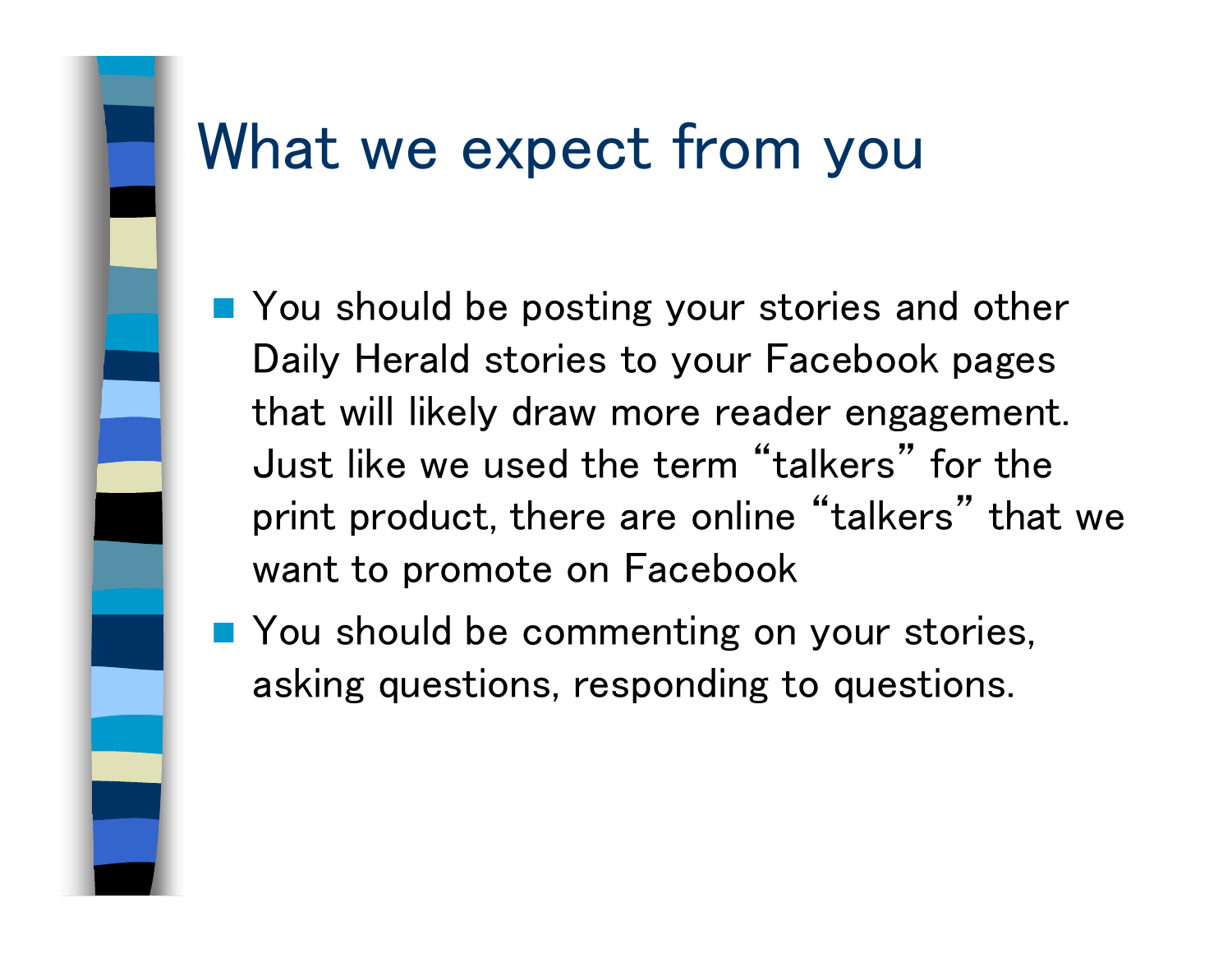# What we expect from you

- You should be posting your stories and other Daily Herald stories to your Facebook pages that will likely draw more reader engagement. Just like we used the term “talkers” for the print product, there are online “talkers” that we want to promote on Facebook
- You should be commenting on your stories, asking questions, responding to questions.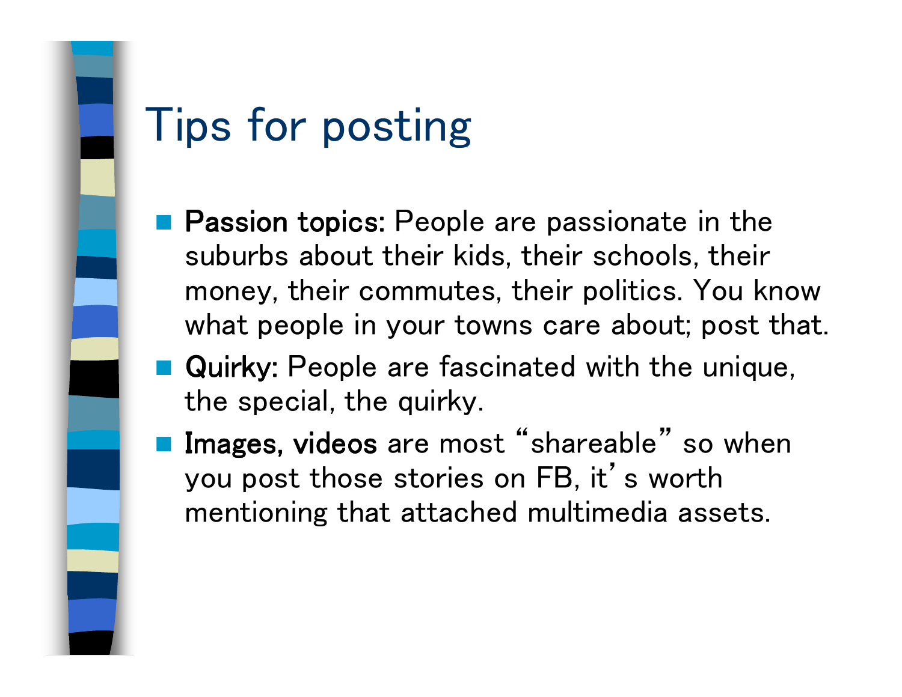# Tips for posting

- **Passion topics:** People are passionate in the suburbs about their kids, their schools, their money, their commutes, their politics. You know what people in your towns care about; post that.
- **Quirky:** People are fascinated with the unique, the special, the quirky.
- **Images, videos** are most "shareable" so when you post those stories on FB, it's worth mentioning that attached multimedia assets.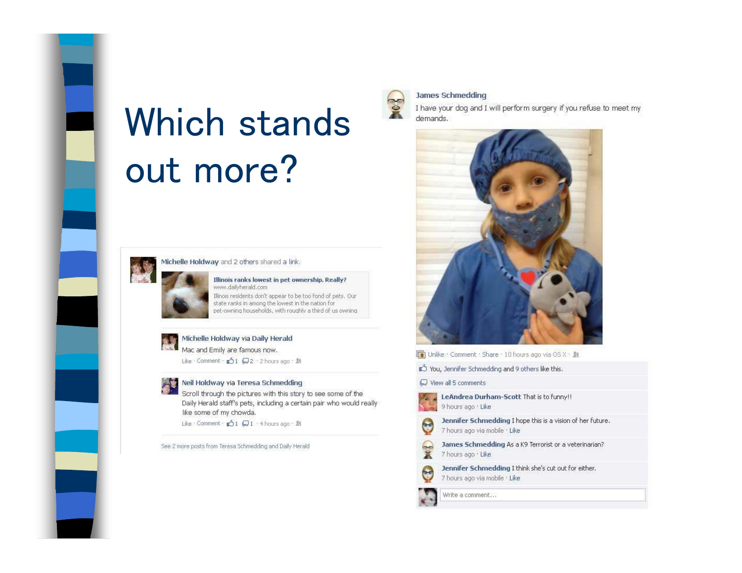# Which stands out more?

Michelle Holdway and 2 others shared a link.

**Illinois ranks lowest in pet ownership. Really?**
www.dailyherald.com
Illinois residents don't appear to be too fond of pets. Our state ranks in among the lowest in the nation for pet-owning households, with roughly a third of us owning

Michelle Holdway via Daily Herald
Mac and Emily are famous now.
Like · Comment · 1 2 · 2 hours ago ·

Neil Holdway via Teresa Schmedding
Scroll through the pictures with this story to see some of the Daily Herald staff's pets, including a certain pair who would really like some of my chowda.
Like · Comment · 1 1 · 4 hours ago ·

See 2 more posts from Teresa Schmedding and Daily Herald

James Schmedding
I have your dog and I will perform surgery if you refuse to meet my demands.

Unlike · Comment · Share · 10 hours ago via OS X ·

You, Jennifer Schmedding and 9 others like this.

View all 5 comments

**LeAndrea Durham-Scott** That is to funny!!
9 hours ago · Like

**Jennifer Schmedding** I hope this is a vision of her future.
7 hours ago via mobile · Like

**James Schmedding** As a K9 Terrorist or a veterinarian?
7 hours ago · Like

**Jennifer Schmedding** I think she's cut out for either.
7 hours ago via mobile · Like

Write a comment...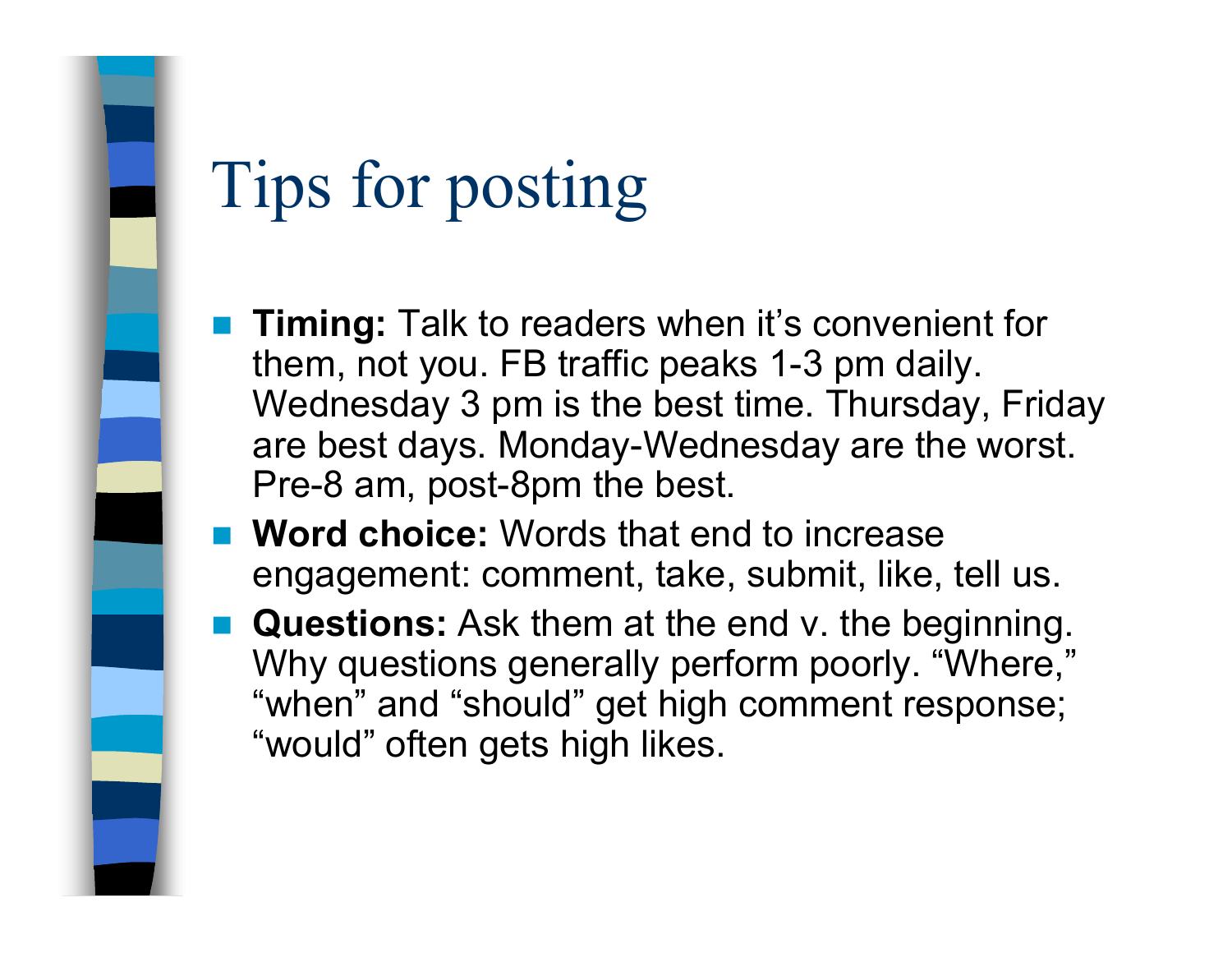# Tips for posting

- **Timing:** Talk to readers when it's convenient for them, not you. FB traffic peaks 1-3 pm daily. Wednesday 3 pm is the best time. Thursday, Friday are best days. Monday-Wednesday are the worst. Pre-8 am, post-8pm the best.
- **Word choice:** Words that end to increase engagement: comment, take, submit, like, tell us.
- **Questions:** Ask them at the end v. the beginning. Why questions generally perform poorly. "Where," "when" and "should" get high comment response; "would" often gets high likes.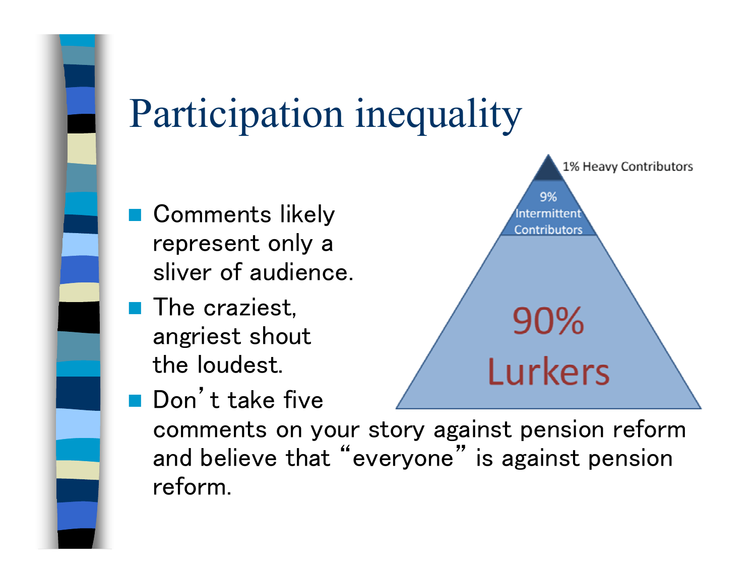# Participation inequality

- Comments likely represent only a sliver of audience.
- The craziest, angriest shout the loudest.
- Don't take five comments on your story against pension reform and believe that "everyone" is against pension reform.

1% Heavy Contributors

9% Intermittent Contributors

90% Lurkers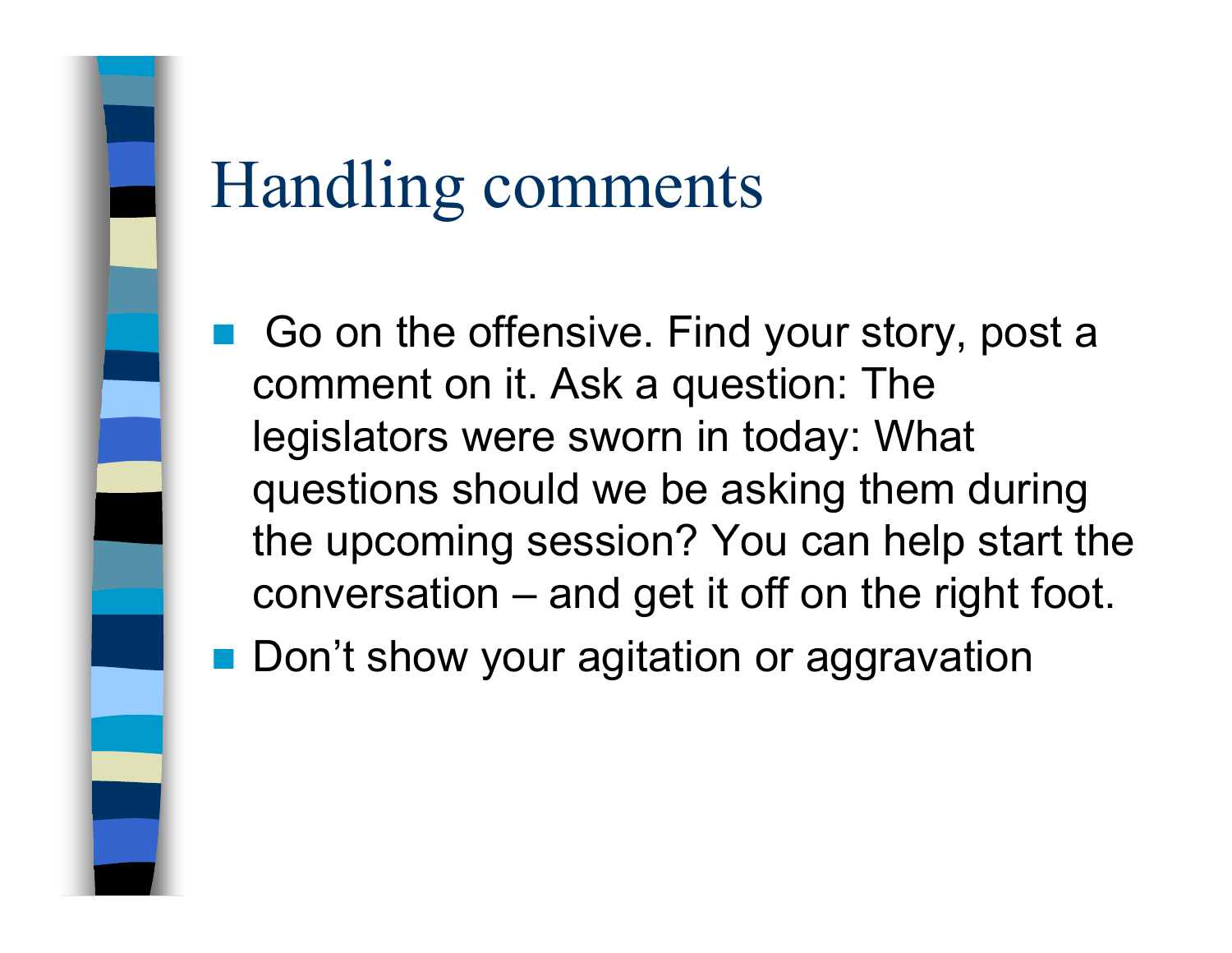# Handling comments

- Go on the offensive. Find your story, post a comment on it. Ask a question: The legislators were sworn in today: What questions should we be asking them during the upcoming session? You can help start the conversation – and get it off on the right foot.
- Don’t show your agitation or aggravation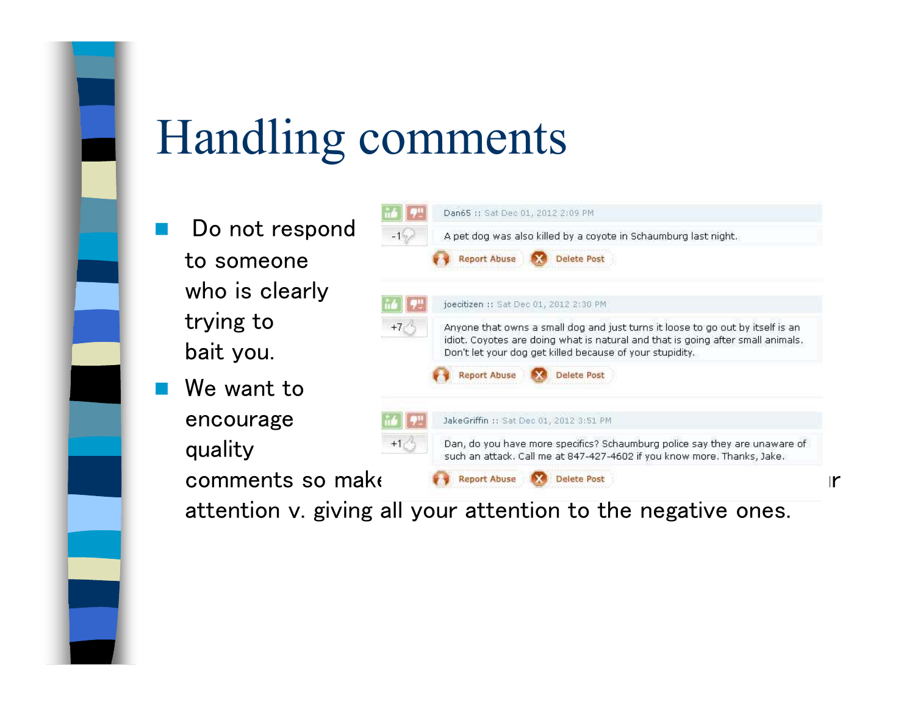# Handling comments

- Do not respond to someone who is clearly trying to bait you.
- We want to encourage quality comments so make … r attention v. giving all your attention to the negative ones.

Dan65 :: Sat Dec 01, 2012 2:09 PM

-1

A pet dog was also killed by a coyote in Schaumburg last night.

Report Abuse | Delete Post

joecitizen :: Sat Dec 01, 2012 2:30 PM

+7

Anyone that owns a small dog and just turns it loose to go out by itself is an idiot. Coyotes are doing what is natural and that is going after small animals. Don't let your dog get killed because of your stupidity.

Report Abuse | Delete Post

JakeGriffin :: Sat Dec 01, 2012 3:51 PM

+1

Dan, do you have more specifics? Schaumburg police say they are unaware of such an attack. Call me at 847-427-4602 if you know more. Thanks, Jake.

Report Abuse | Delete Post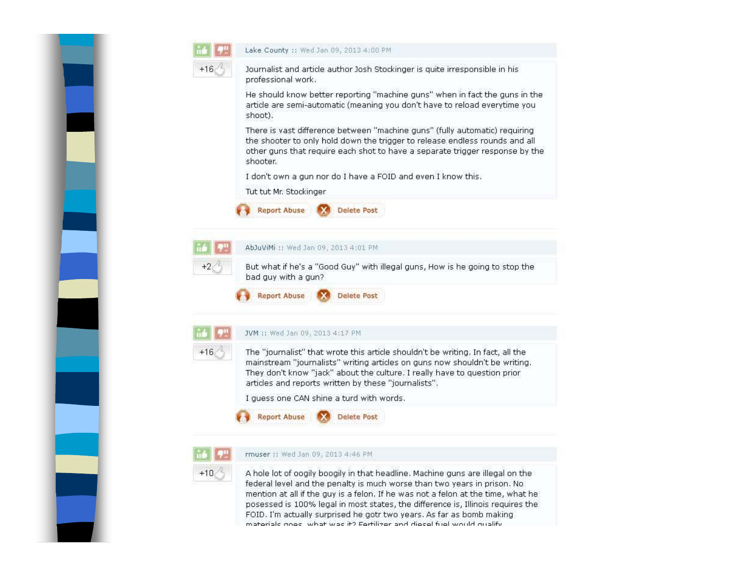**Lake County :: Wed Jan 09, 2013 4:00 PM**

+16

Journalist and article author Josh Stockinger is quite irresponsible in his professional work.

He should know better reporting "machine guns" when in fact the guns in the article are semi-automatic (meaning you don't have to reload everytime you shoot).

There is vast difference between "machine guns" (fully automatic) requiring the shooter to only hold down the trigger to release endless rounds and all other guns that require each shot to have a separate trigger response by the shooter.

I don't own a gun nor do I have a FOID and even I know this.

Tut tut Mr. Stockinger

Report Abuse | Delete Post

---

**AbJuViMi :: Wed Jan 09, 2013 4:01 PM**

+2

But what if he's a "Good Guy" with illegal guns, How is he going to stop the bad guy with a gun?

Report Abuse | Delete Post

---

**JVM :: Wed Jan 09, 2013 4:17 PM**

+16

The "journalist" that wrote this article shouldn't be writing. In fact, all the mainstream "journalists" writing articles on guns now shouldn't be writing. They don't know "jack" about the culture. I really have to question prior articles and reports written by these "journalists".

I guess one CAN shine a turd with words.

Report Abuse | Delete Post

---

**rmuser :: Wed Jan 09, 2013 4:46 PM**

+10

A hole lot of oogily boogily in that headline. Machine guns are illegal on the federal level and the penalty is much worse than two years in prison. No mention at all if the guy is a felon. If he was not a felon at the time, what he posessed is 100% legal in most states, the difference is, Illinois requires the FOID. I'm actually surprised he gotr two years. As far as bomb making materials goes, what was it? Fertilizer and diesel fuel would qualify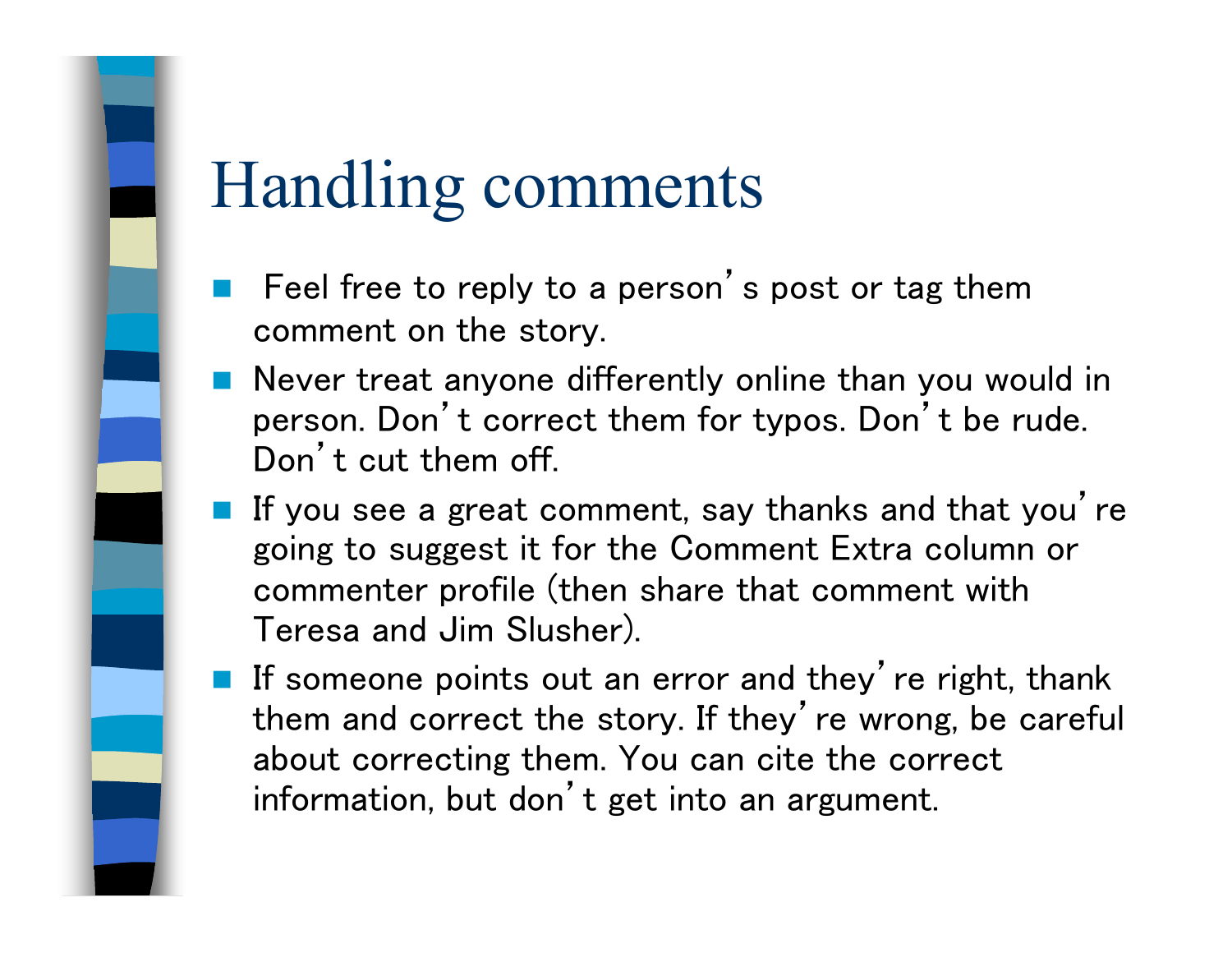# Handling comments

- Feel free to reply to a person's post or tag them comment on the story.
- Never treat anyone differently online than you would in person. Don't correct them for typos. Don't be rude. Don't cut them off.
- If you see a great comment, say thanks and that you're going to suggest it for the Comment Extra column or commenter profile (then share that comment with Teresa and Jim Slusher).
- If someone points out an error and they're right, thank them and correct the story. If they're wrong, be careful about correcting them. You can cite the correct information, but don't get into an argument.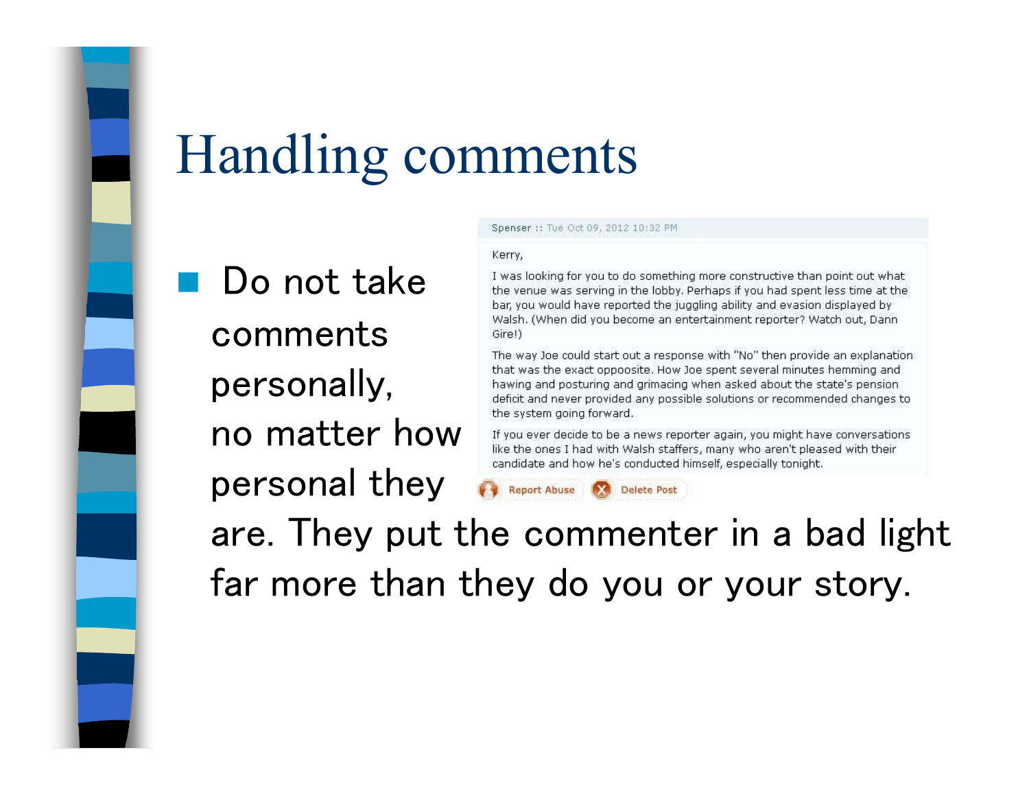# Handling comments

- Do not take comments personally, no matter how personal they are. They put the commenter in a bad light far more than they do you or your story.

Spenser :: Tue Oct 09, 2012 10:32 PM

Kerry,

I was looking for you to do something more constructive than point out what the venue was serving in the lobby. Perhaps if you had spent less time at the bar, you would have reported the juggling ability and evasion displayed by Walsh. (When did you become an entertainment reporter? Watch out, Dann Gire!)

The way Joe could start out a response with "No" then provide an explanation that was the exact oppoosite. How Joe spent several minutes hemming and hawing and posturing and grimacing when asked about the state's pension deficit and never provided any possible solutions or recommended changes to the system going forward.

If you ever decide to be a news reporter again, you might have conversations like the ones I had with Walsh staffers, many who aren't pleased with their candidate and how he's conducted himself, especially tonight.

Report Abuse | Delete Post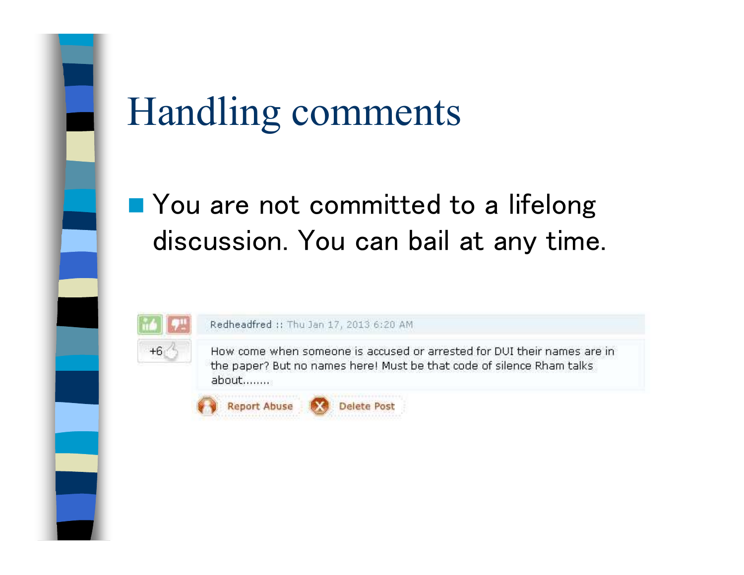# Handling comments

- You are not committed to a lifelong discussion. You can bail at any time.

+6

Redheadfred :: Thu Jan 17, 2013 6:20 AM

How come when someone is accused or arrested for DUI their names are in the paper? But no names here! Must be that code of silence Rham talks about........

Report Abuse   Delete Post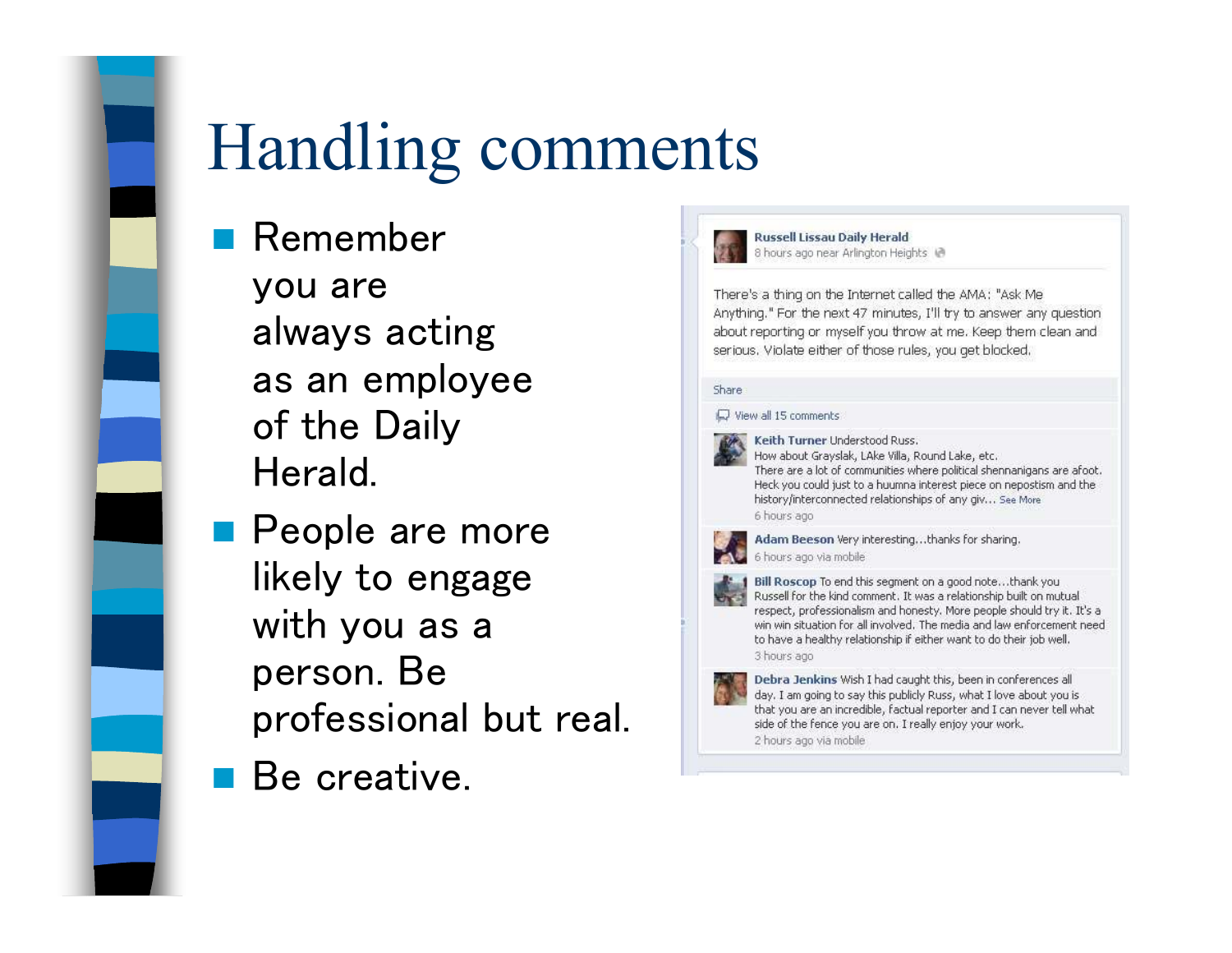# Handling comments

- Remember you are always acting as an employee of the Daily Herald.
- People are more likely to engage with you as a person. Be professional but real.
- Be creative.

**Russell Lissau Daily Herald**
8 hours ago near Arlington Heights

There's a thing on the Internet called the AMA: "Ask Me Anything." For the next 47 minutes, I'll try to answer any question about reporting or myself you throw at me. Keep them clean and serious. Violate either of those rules, you get blocked.

Share

View all 15 comments

**Keith Turner** Understood Russ.
How about Grayslak, LAke Villa, Round Lake, etc.
There are a lot of communities where political shennanigans are afoot. Heck you could just to a huumna interest piece on nepostism and the history/interconnected relationships of any giv... See More
6 hours ago

**Adam Beeson** Very interesting...thanks for sharing.
6 hours ago via mobile

**Bill Roscop** To end this segment on a good note...thank you Russell for the kind comment. It was a relationship built on mutual respect, professionalism and honesty. More people should try it. It's a win win situation for all involved. The media and law enforcement need to have a healthy relationship if either want to do their job well.
3 hours ago

**Debra Jenkins** Wish I had caught this, been in conferences all day. I am going to say this publicly Russ, what I love about you is that you are an incredible, factual reporter and I can never tell what side of the fence you are on. I really enjoy your work.
2 hours ago via mobile